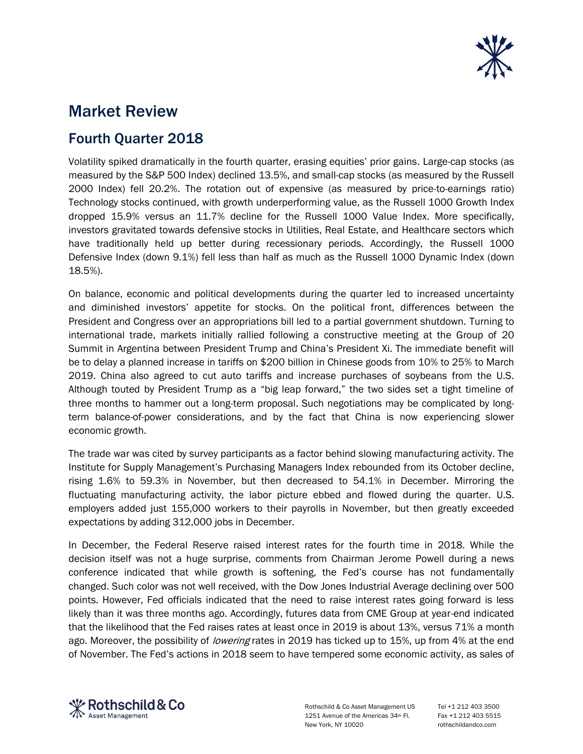# Market Review

## Fourth Quarter 2018

Volatility spiked dramatically in the fourth quarter, erasing equities' prior gains. Large-cap stocks (as measured by the S&P 500 Index) declined 13.5%, and small-cap stocks (as measured by the Russell 2000 Index) fell 20.2%. The rotation out of expensive (as measured by price-to-earnings ratio) Technology stocks continued, with growth underperforming value, as the Russell 1000 Growth Index dropped 15.9% versus an 11.7% decline for the Russell 1000 Value Index. More specifically, investors gravitated towards defensive stocks in Utilities, Real Estate, and Healthcare sectors which have traditionally held up better during recessionary periods. Accordingly, the Russell 1000 Defensive Index (down 9.1%) fell less than half as much as the Russell 1000 Dynamic Index (down 18.5%).

On balance, economic and political developments during the quarter led to increased uncertainty and diminished investors' appetite for stocks. On the political front, differences between the President and Congress over an appropriations bill led to a partial government shutdown. Turning to international trade, markets initially rallied following a constructive meeting at the Group of 20 Summit in Argentina between President Trump and China's President Xi. The immediate benefit will be to delay a planned increase in tariffs on $200 billion in Chinese goods from 10% to 25% to March 2019. China also agreed to cut auto tariffs and increase purchases of soybeans from the U.S. Although touted by President Trump as a "big leap forward," the two sides set a tight timeline of three months to hammer out a long-term proposal. Such negotiations may be complicated by long-term balance-of-power considerations, and by the fact that China is now experiencing slower economic growth.

The trade war was cited by survey participants as a factor behind slowing manufacturing activity. The Institute for Supply Management's Purchasing Managers Index rebounded from its October decline, rising 1.6% to 59.3% in November, but then decreased to 54.1% in December. Mirroring the fluctuating manufacturing activity, the labor picture ebbed and flowed during the quarter. U.S. employers added just 155,000 workers to their payrolls in November, but then greatly exceeded expectations by adding 312,000 jobs in December.

In December, the Federal Reserve raised interest rates for the fourth time in 2018. While the decision itself was not a huge surprise, comments from Chairman Jerome Powell during a news conference indicated that while growth is softening, the Fed's course has not fundamentally changed. Such color was not well received, with the Dow Jones Industrial Average declining over 500 points. However, Fed officials indicated that the need to raise interest rates going forward is less likely than it was three months ago. Accordingly, futures data from CME Group at year-end indicated that the likelihood that the Fed raises rates at least once in 2019 is about 13%, versus 71% a month ago. Moreover, the possibility of *lowering* rates in 2019 has ticked up to 15%, up from 4% at the end of November. The Fed's actions in 2018 seem to have tempered some economic activity, as sales of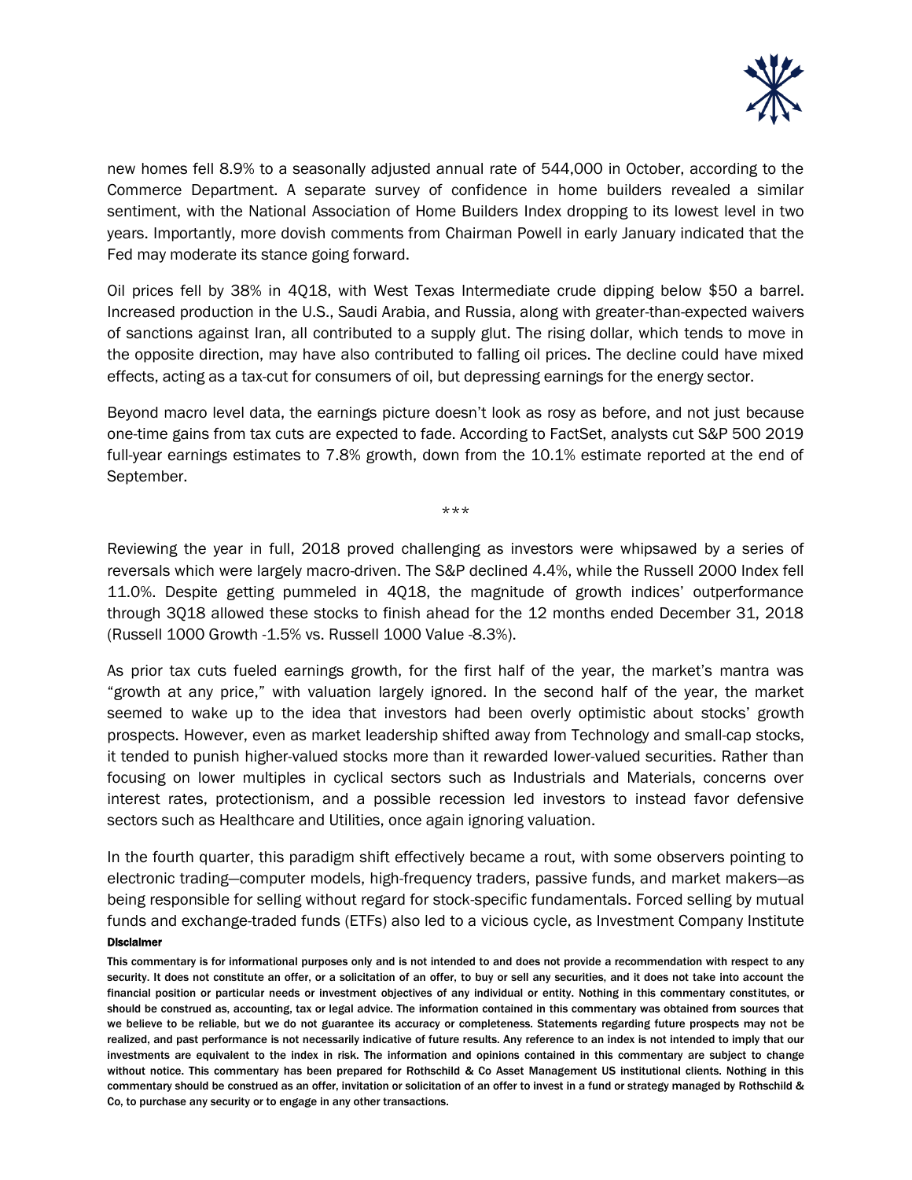new homes fell 8.9% to a seasonally adjusted annual rate of 544,000 in October, according to the Commerce Department. A separate survey of confidence in home builders revealed a similar sentiment, with the National Association of Home Builders Index dropping to its lowest level in two years. Importantly, more dovish comments from Chairman Powell in early January indicated that the Fed may moderate its stance going forward.

Oil prices fell by 38% in 4Q18, with West Texas Intermediate crude dipping below $50 a barrel. Increased production in the U.S., Saudi Arabia, and Russia, along with greater-than-expected waivers of sanctions against Iran, all contributed to a supply glut. The rising dollar, which tends to move in the opposite direction, may have also contributed to falling oil prices. The decline could have mixed effects, acting as a tax-cut for consumers of oil, but depressing earnings for the energy sector.

Beyond macro level data, the earnings picture doesn't look as rosy as before, and not just because one-time gains from tax cuts are expected to fade. According to FactSet, analysts cut S&P 500 2019 full-year earnings estimates to 7.8% growth, down from the 10.1% estimate reported at the end of September.

***

Reviewing the year in full, 2018 proved challenging as investors were whipsawed by a series of reversals which were largely macro-driven. The S&P declined 4.4%, while the Russell 2000 Index fell 11.0%. Despite getting pummeled in 4Q18, the magnitude of growth indices' outperformance through 3Q18 allowed these stocks to finish ahead for the 12 months ended December 31, 2018 (Russell 1000 Growth -1.5% vs. Russell 1000 Value -8.3%).

As prior tax cuts fueled earnings growth, for the first half of the year, the market's mantra was "growth at any price," with valuation largely ignored. In the second half of the year, the market seemed to wake up to the idea that investors had been overly optimistic about stocks' growth prospects. However, even as market leadership shifted away from Technology and small-cap stocks, it tended to punish higher-valued stocks more than it rewarded lower-valued securities. Rather than focusing on lower multiples in cyclical sectors such as Industrials and Materials, concerns over interest rates, protectionism, and a possible recession led investors to instead favor defensive sectors such as Healthcare and Utilities, once again ignoring valuation.

In the fourth quarter, this paradigm shift effectively became a rout, with some observers pointing to electronic trading—computer models, high-frequency traders, passive funds, and market makers—as being responsible for selling without regard for stock-specific fundamentals. Forced selling by mutual funds and exchange-traded funds (ETFs) also led to a vicious cycle, as Investment Company Institute

**Disclaimer**

**This commentary is for informational purposes only and is not intended to and does not provide a recommendation with respect to any security. It does not constitute an offer, or a solicitation of an offer, to buy or sell any securities, and it does not take into account the financial position or particular needs or investment objectives of any individual or entity. Nothing in this commentary constitutes, or should be construed as, accounting, tax or legal advice. The information contained in this commentary was obtained from sources that we believe to be reliable, but we do not guarantee its accuracy or completeness. Statements regarding future prospects may not be realized, and past performance is not necessarily indicative of future results. Any reference to an index is not intended to imply that our investments are equivalent to the index in risk. The information and opinions contained in this commentary are subject to change without notice. This commentary has been prepared for Rothschild & Co Asset Management US institutional clients. Nothing in this commentary should be construed as an offer, invitation or solicitation of an offer to invest in a fund or strategy managed by Rothschild & Co, to purchase any security or to engage in any other transactions.**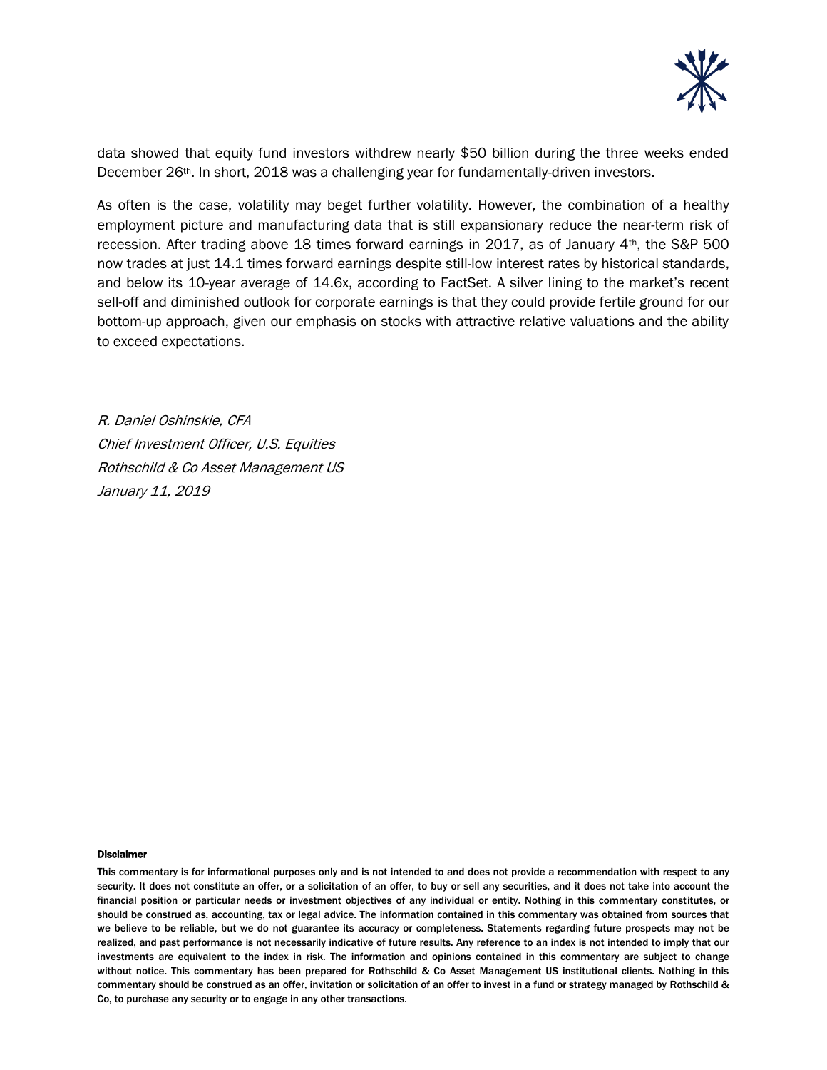data showed that equity fund investors withdrew nearly $50 billion during the three weeks ended December 26th. In short, 2018 was a challenging year for fundamentally-driven investors.

As often is the case, volatility may beget further volatility. However, the combination of a healthy employment picture and manufacturing data that is still expansionary reduce the near-term risk of recession. After trading above 18 times forward earnings in 2017, as of January 4th, the S&P 500 now trades at just 14.1 times forward earnings despite still-low interest rates by historical standards, and below its 10-year average of 14.6x, according to FactSet. A silver lining to the market's recent sell-off and diminished outlook for corporate earnings is that they could provide fertile ground for our bottom-up approach, given our emphasis on stocks with attractive relative valuations and the ability to exceed expectations.

*R. Daniel Oshinskie, CFA*
*Chief Investment Officer, U.S. Equities*
*Rothschild & Co Asset Management US*
*January 11, 2019*

**Disclaimer**

**This commentary is for informational purposes only and is not intended to and does not provide a recommendation with respect to any security. It does not constitute an offer, or a solicitation of an offer, to buy or sell any securities, and it does not take into account the financial position or particular needs or investment objectives of any individual or entity. Nothing in this commentary constitutes, or should be construed as, accounting, tax or legal advice. The information contained in this commentary was obtained from sources that we believe to be reliable, but we do not guarantee its accuracy or completeness. Statements regarding future prospects may not be realized, and past performance is not necessarily indicative of future results. Any reference to an index is not intended to imply that our investments are equivalent to the index in risk. The information and opinions contained in this commentary are subject to change without notice. This commentary has been prepared for Rothschild & Co Asset Management US institutional clients. Nothing in this commentary should be construed as an offer, invitation or solicitation of an offer to invest in a fund or strategy managed by Rothschild & Co, to purchase any security or to engage in any other transactions.**